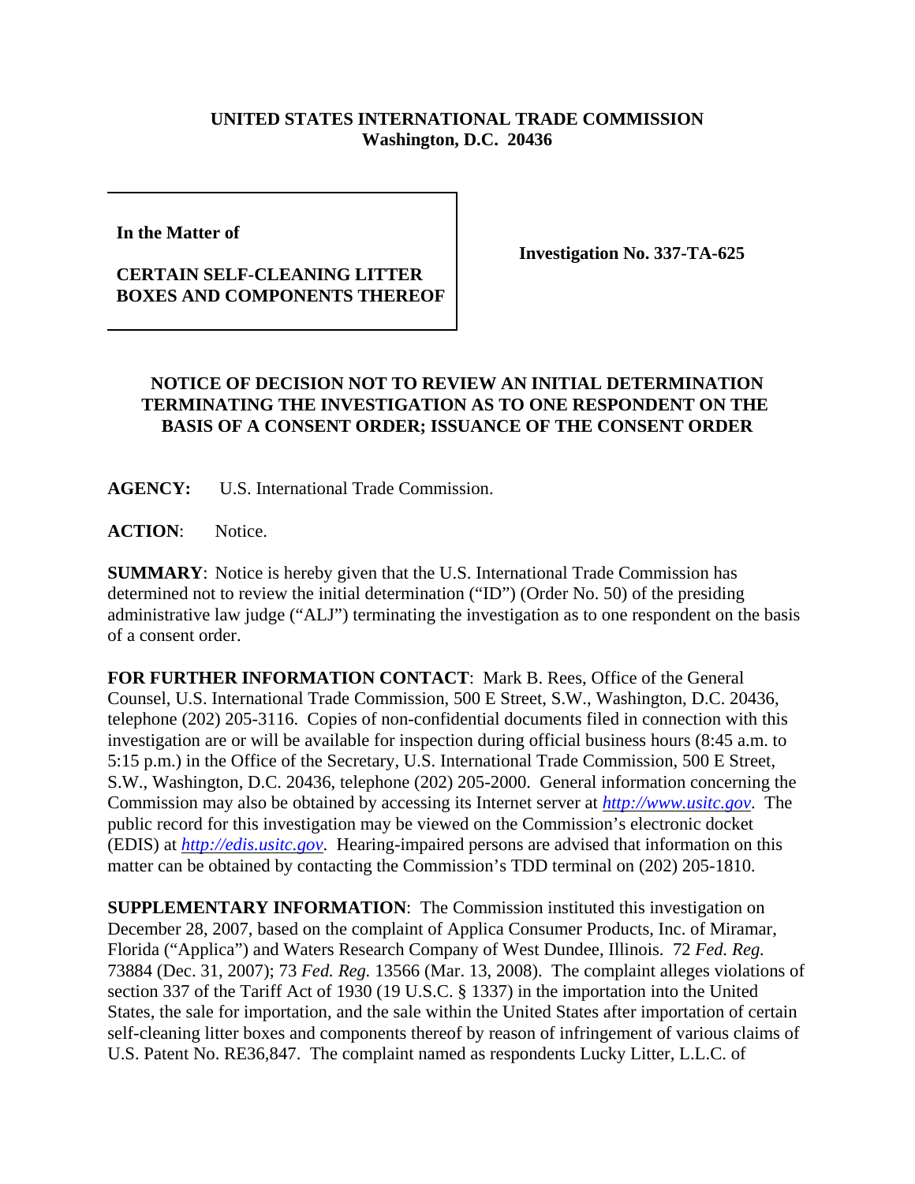**UNITED STATES INTERNATIONAL TRADE COMMISSION**
**Washington, D.C. 20436**

| | |
|---|---|
| **In the Matter of**<br><br>**CERTAIN SELF-CLEANING LITTER BOXES AND COMPONENTS THEREOF** | **Investigation No. 337-TA-625** |

## NOTICE OF DECISION NOT TO REVIEW AN INITIAL DETERMINATION TERMINATING THE INVESTIGATION AS TO ONE RESPONDENT ON THE BASIS OF A CONSENT ORDER; ISSUANCE OF THE CONSENT ORDER

**AGENCY:** U.S. International Trade Commission.

**ACTION**: Notice.

**SUMMARY**: Notice is hereby given that the U.S. International Trade Commission has determined not to review the initial determination ("ID") (Order No. 50) of the presiding administrative law judge ("ALJ") terminating the investigation as to one respondent on the basis of a consent order.

**FOR FURTHER INFORMATION CONTACT**: Mark B. Rees, Office of the General Counsel, U.S. International Trade Commission, 500 E Street, S.W., Washington, D.C. 20436, telephone (202) 205-3116. Copies of non-confidential documents filed in connection with this investigation are or will be available for inspection during official business hours (8:45 a.m. to 5:15 p.m.) in the Office of the Secretary, U.S. International Trade Commission, 500 E Street, S.W., Washington, D.C. 20436, telephone (202) 205-2000. General information concerning the Commission may also be obtained by accessing its Internet server at *http://www.usitc.gov*. The public record for this investigation may be viewed on the Commission's electronic docket (EDIS) at *http://edis.usitc.gov*. Hearing-impaired persons are advised that information on this matter can be obtained by contacting the Commission's TDD terminal on (202) 205-1810.

**SUPPLEMENTARY INFORMATION**: The Commission instituted this investigation on December 28, 2007, based on the complaint of Applica Consumer Products, Inc. of Miramar, Florida ("Applica") and Waters Research Company of West Dundee, Illinois. 72 *Fed. Reg.* 73884 (Dec. 31, 2007); 73 *Fed. Reg.* 13566 (Mar. 13, 2008). The complaint alleges violations of section 337 of the Tariff Act of 1930 (19 U.S.C. § 1337) in the importation into the United States, the sale for importation, and the sale within the United States after importation of certain self-cleaning litter boxes and components thereof by reason of infringement of various claims of U.S. Patent No. RE36,847. The complaint named as respondents Lucky Litter, L.L.C. of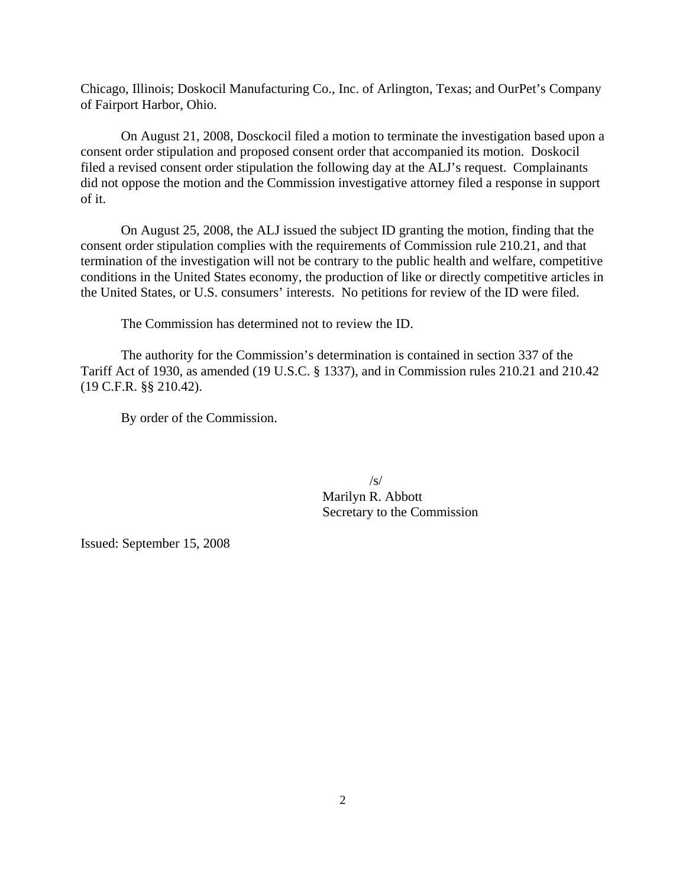Chicago, Illinois; Doskocil Manufacturing Co., Inc. of Arlington, Texas; and OurPet's Company of Fairport Harbor, Ohio.

On August 21, 2008, Dosckocil filed a motion to terminate the investigation based upon a consent order stipulation and proposed consent order that accompanied its motion. Doskocil filed a revised consent order stipulation the following day at the ALJ's request. Complainants did not oppose the motion and the Commission investigative attorney filed a response in support of it.

On August 25, 2008, the ALJ issued the subject ID granting the motion, finding that the consent order stipulation complies with the requirements of Commission rule 210.21, and that termination of the investigation will not be contrary to the public health and welfare, competitive conditions in the United States economy, the production of like or directly competitive articles in the United States, or U.S. consumers' interests. No petitions for review of the ID were filed.

The Commission has determined not to review the ID.

The authority for the Commission's determination is contained in section 337 of the Tariff Act of 1930, as amended (19 U.S.C. § 1337), and in Commission rules 210.21 and 210.42 (19 C.F.R. §§ 210.42).

By order of the Commission.

/s/
Marilyn R. Abbott
Secretary to the Commission

Issued: September 15, 2008